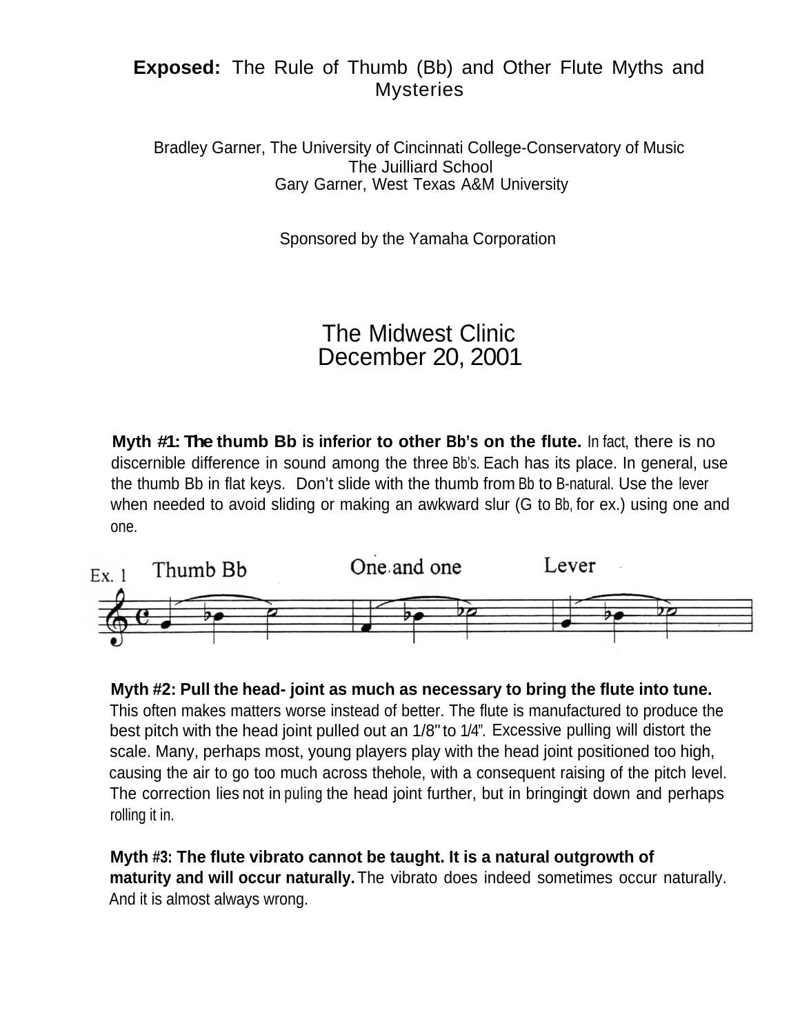# **Exposed:** The Rule of Thumb (Bb) and Other Flute Myths and Mysteries

Bradley Garner, The University of Cincinnati College-Conservatory of Music
The Juilliard School
Gary Garner, West Texas A&M University

Sponsored by the Yamaha Corporation

## The Midwest Clinic
## December 20, 2001

**Myth #1: The thumb Bb is inferior to other Bb's on the flute.** In fact, there is no discernible difference in sound among the three Bb's. Each has its place. In general, use the thumb Bb in flat keys. Don't slide with the thumb from Bb to B-natural. Use the lever when needed to avoid sliding or making an awkward slur (G to Bb, for ex.) using one and one.

Ex. 1 Thumb Bb One and one Lever

**Myth #2: Pull the head- joint as much as necessary to bring the flute into tune.** This often makes matters worse instead of better. The flute is manufactured to produce the best pitch with the head joint pulled out an 1/8" to 1/4". Excessive pulling will distort the scale. Many, perhaps most, young players play with the head joint positioned too high, causing the air to go too much across thehole, with a consequent raising of the pitch level. The correction lies not in puling the head joint further, but in bringingit down and perhaps rolling it in.

**Myth #3: The flute vibrato cannot be taught. It is a natural outgrowth of maturity and will occur naturally.** The vibrato does indeed sometimes occur naturally. And it is almost always wrong.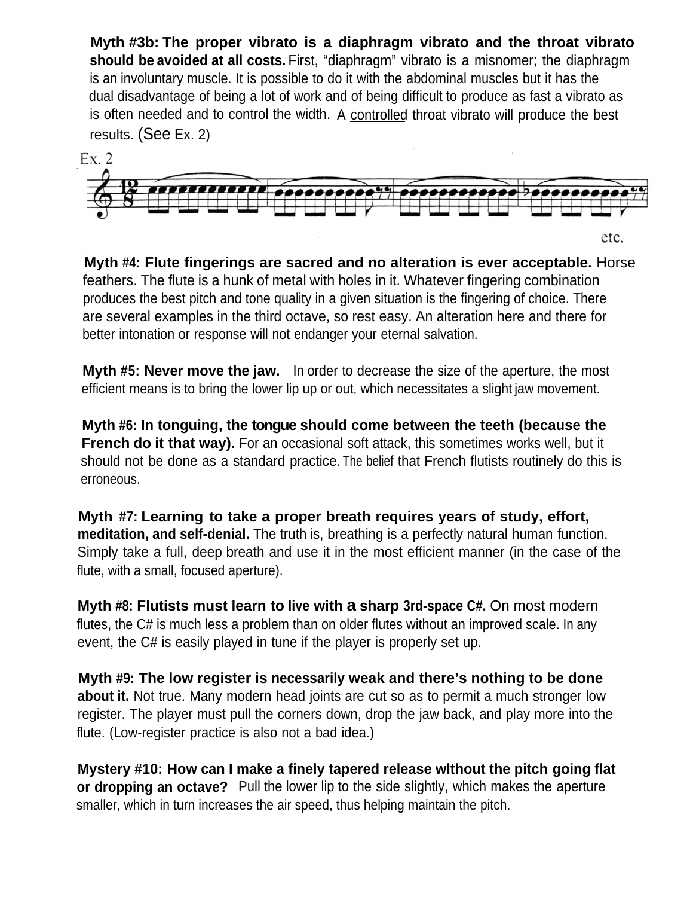**Myth #3b: The proper vibrato is a diaphragm vibrato and the throat vibrato should be avoided at all costs.** First, "diaphragm" vibrato is a misnomer; the diaphragm is an involuntary muscle. It is possible to do it with the abdominal muscles but it has the dual disadvantage of being a lot of work and of being difficult to produce as fast a vibrato as is often needed and to control the width. A controlled throat vibrato will produce the best results. (See Ex. 2)

Ex. 2

etc.

**Myth #4: Flute fingerings are sacred and no alteration is ever acceptable.** Horse feathers. The flute is a hunk of metal with holes in it. Whatever fingering combination produces the best pitch and tone quality in a given situation is the fingering of choice. There are several examples in the third octave, so rest easy. An alteration here and there for better intonation or response will not endanger your eternal salvation.

**Myth #5: Never move the jaw.** In order to decrease the size of the aperture, the most efficient means is to bring the lower lip up or out, which necessitates a slight jaw movement.

**Myth #6: In tonguing, the tongue should come between the teeth (because the French do it that way).** For an occasional soft attack, this sometimes works well, but it should not be done as a standard practice. The belief that French flutists routinely do this is erroneous.

**Myth #7: Learning to take a proper breath requires years of study, effort, meditation, and self-denial.** The truth is, breathing is a perfectly natural human function. Simply take a full, deep breath and use it in the most efficient manner (in the case of the flute, with a small, focused aperture).

**Myth #8: Flutists must learn to live with a sharp 3rd-space C#.** On most modern flutes, the C# is much less a problem than on older flutes without an improved scale. In any event, the C# is easily played in tune if the player is properly set up.

**Myth #9: The low register is necessarily weak and there's nothing to be done about it.** Not true. Many modern head joints are cut so as to permit a much stronger low register. The player must pull the corners down, drop the jaw back, and play more into the flute. (Low-register practice is also not a bad idea.)

**Mystery #10: How can I make a finely tapered release wlthout the pitch going flat or dropping an octave?** Pull the lower lip to the side slightly, which makes the aperture smaller, which in turn increases the air speed, thus helping maintain the pitch.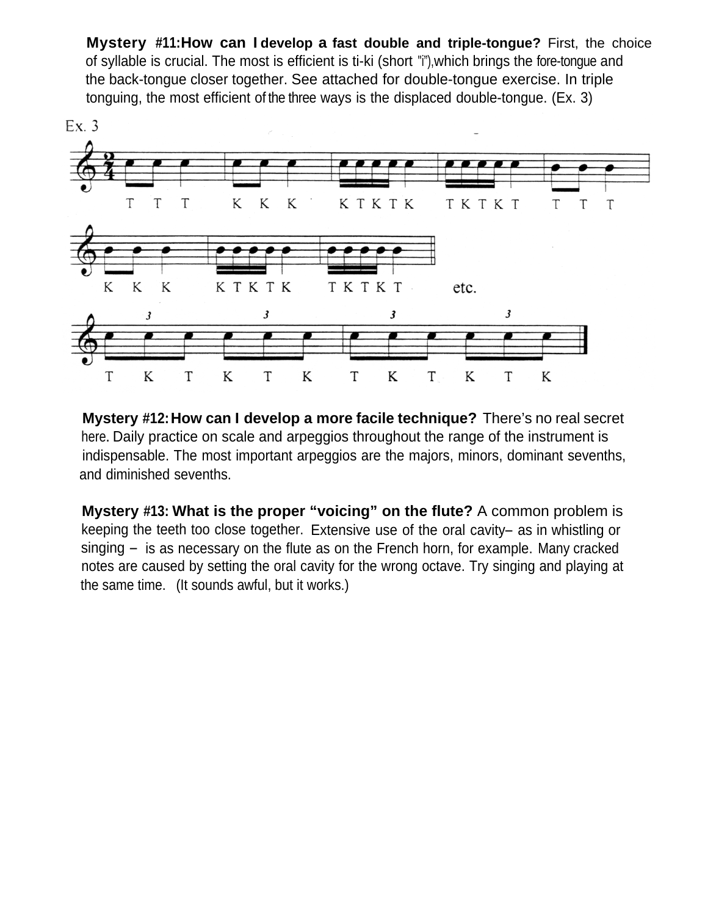**Mystery #11: How can I develop a fast double and triple-tongue?** First, the choice of syllable is crucial. The most is efficient is ti-ki (short "i"), which brings the fore-tongue and the back-tongue closer together. See attached for double-tongue exercise. In triple tonguing, the most efficient of the three ways is the displaced double-tongue. (Ex. 3)

Ex. 3

T T T K K K K T K T K T K T K T T T T

K K K K T K T K T K T K T etc.

T K T K T K T K T K T K

**Mystery #12: How can I develop a more facile technique?** There's no real secret here. Daily practice on scale and arpeggios throughout the range of the instrument is indispensable. The most important arpeggios are the majors, minors, dominant sevenths, and diminished sevenths.

**Mystery #13: What is the proper "voicing" on the flute?** A common problem is keeping the teeth too close together. Extensive use of the oral cavity– as in whistling or singing – is as necessary on the flute as on the French horn, for example. Many cracked notes are caused by setting the oral cavity for the wrong octave. Try singing and playing at the same time. (It sounds awful, but it works.)